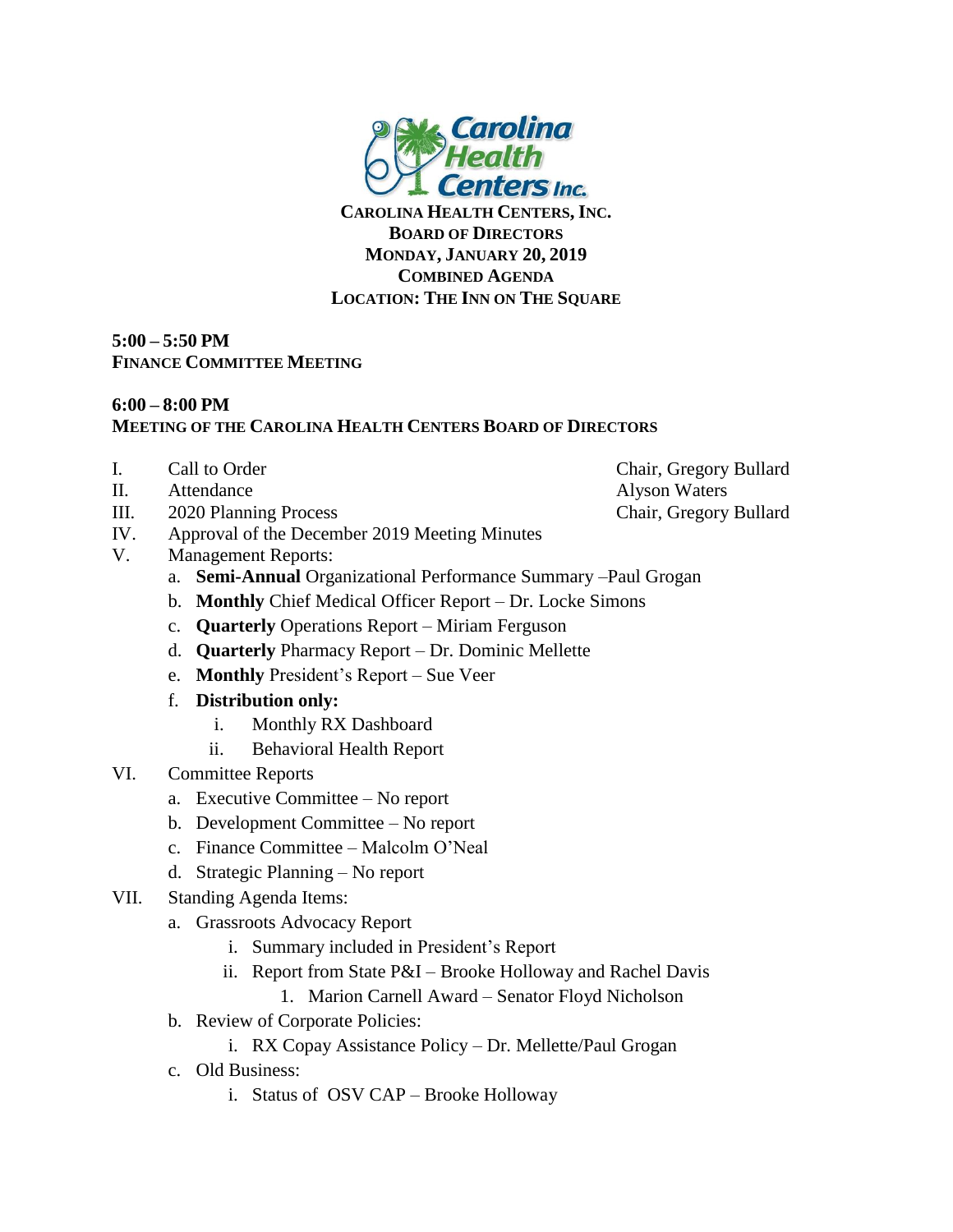**CAROLINA HEALTH CENTERS, INC.**
**BOARD OF DIRECTORS**
**MONDAY, JANUARY 20, 2019**
**COMBINED AGENDA**
**LOCATION: THE INN ON THE SQUARE**

**5:00 – 5:50 PM**
**FINANCE COMMITTEE MEETING**

**6:00 – 8:00 PM**
**MEETING OF THE CAROLINA HEALTH CENTERS BOARD OF DIRECTORS**

I. Call to Order — Chair, Gregory Bullard

II. Attendance — Alyson Waters

III. 2020 Planning Process — Chair, Gregory Bullard

IV. Approval of the December 2019 Meeting Minutes

V. Management Reports:
   a. **Semi-Annual** Organizational Performance Summary –Paul Grogan
   b. **Monthly** Chief Medical Officer Report – Dr. Locke Simons
   c. **Quarterly** Operations Report – Miriam Ferguson
   d. **Quarterly** Pharmacy Report – Dr. Dominic Mellette
   e. **Monthly** President's Report – Sue Veer
   f. **Distribution only:**
      i. Monthly RX Dashboard
      ii. Behavioral Health Report

VI. Committee Reports
   a. Executive Committee – No report
   b. Development Committee – No report
   c. Finance Committee – Malcolm O'Neal
   d. Strategic Planning – No report

VII. Standing Agenda Items:
   a. Grassroots Advocacy Report
      i. Summary included in President's Report
      ii. Report from State P&I – Brooke Holloway and Rachel Davis
         1. Marion Carnell Award – Senator Floyd Nicholson
   b. Review of Corporate Policies:
      i. RX Copay Assistance Policy – Dr. Mellette/Paul Grogan
   c. Old Business:
      i. Status of OSV CAP – Brooke Holloway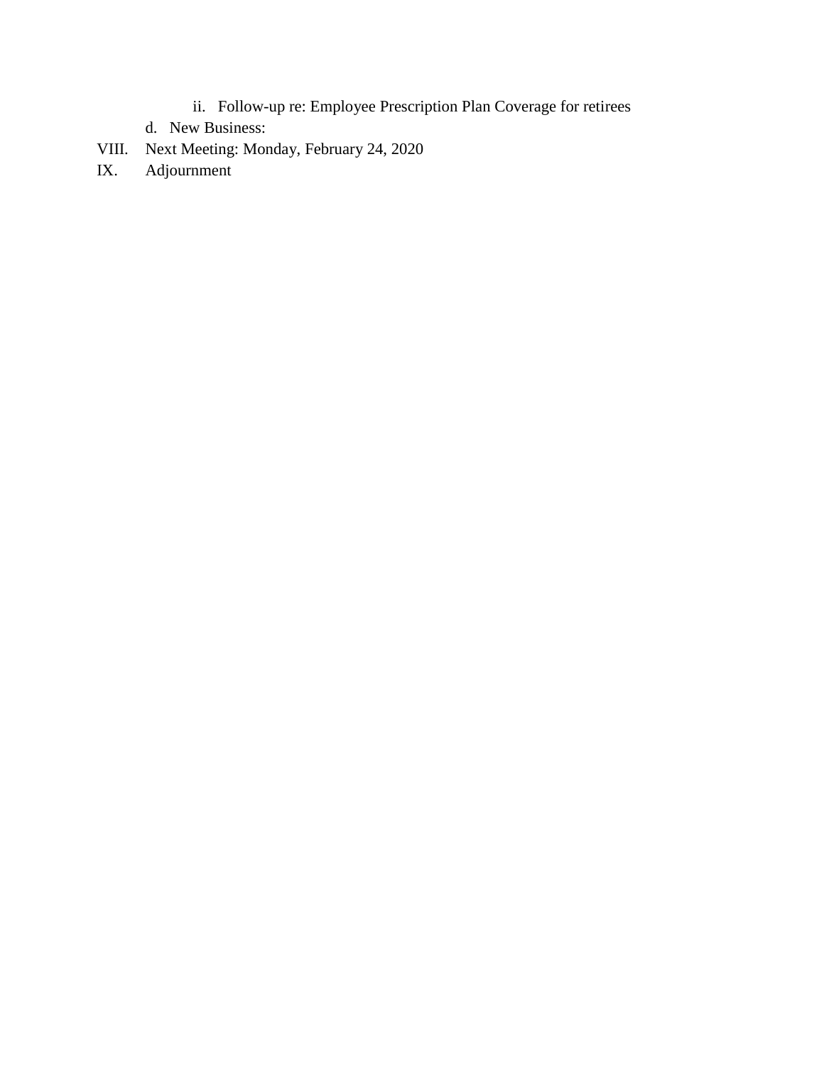- ii. Follow-up re: Employee Prescription Plan Coverage for retirees
  - d. New Business:

VIII. Next Meeting: Monday, February 24, 2020

IX. Adjournment